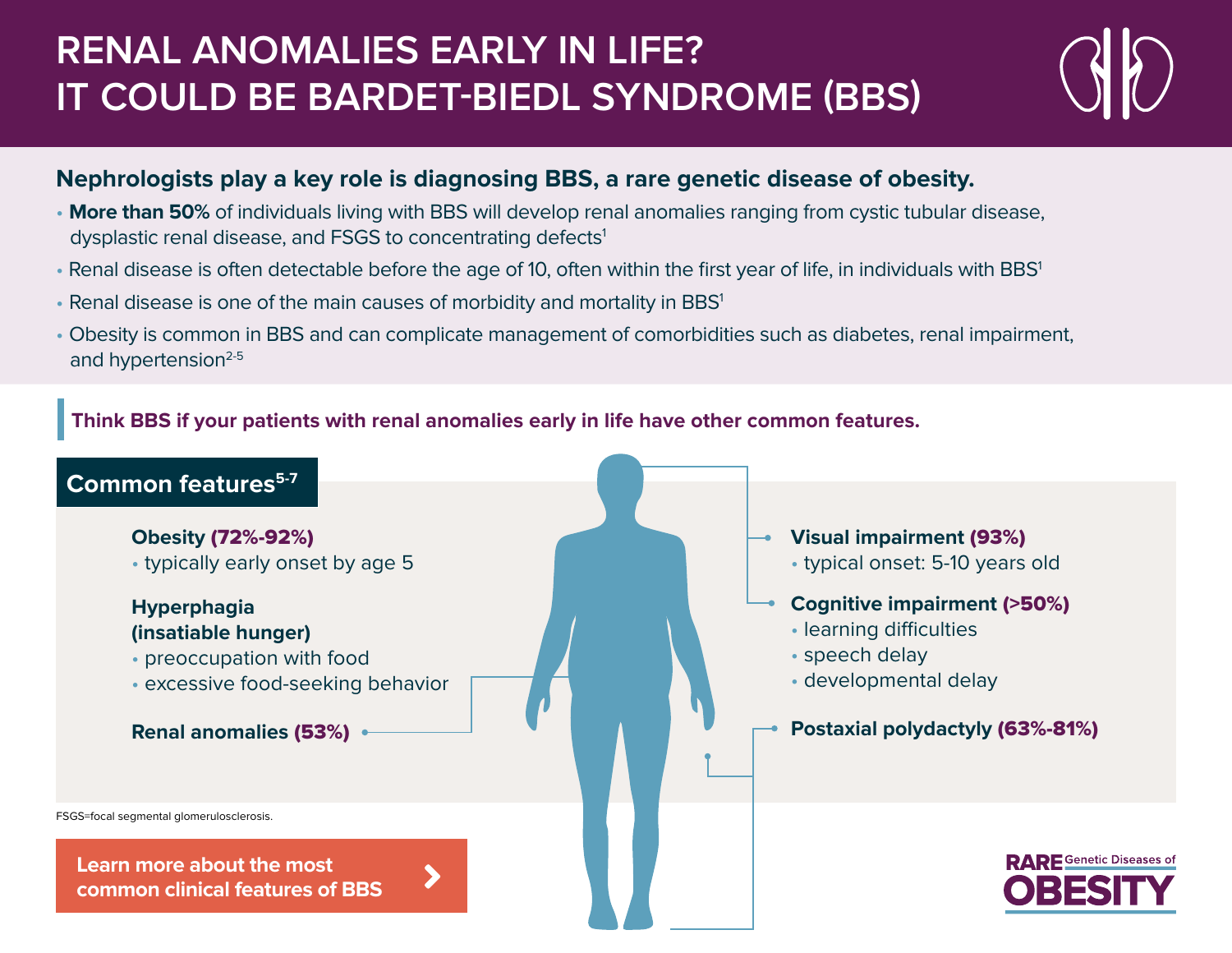# RENAL ANOMALIES EARLY IN LIFE? IT COULD BE BARDET-BIEDL SYNDROME (BBS)

## Nephrologists play a key role is diagnosing BBS, a rare genetic disease of obesity.

- **More than 50%** of individuals living with BBS will develop renal anomalies ranging from cystic tubular disease, dysplastic renal disease, and FSGS to concentrating defects[1]
- Renal disease is often detectable before the age of 10, often within the first year of life, in individuals with BBS[1]
- Renal disease is one of the main causes of morbidity and mortality in BBS[1]
- Obesity is common in BBS and can complicate management of comorbidities such as diabetes, renal impairment, and hypertension[2-5]

**Think BBS if your patients with renal anomalies early in life have other common features.**

### Common features[5-7]

**Obesity (72%-92%)**
- typically early onset by age 5

**Hyperphagia (insatiable hunger)**
- preoccupation with food
- excessive food-seeking behavior

**Renal anomalies (53%)**

**Visual impairment (93%)**
- typical onset: 5-10 years old

**Cognitive impairment (>50%)**
- learning difficulties
- speech delay
- developmental delay

**Postaxial polydactyly (63%-81%)**

FSGS=focal segmental glomerulosclerosis.

**Learn more about the most common clinical features of BBS**

RARE Genetic Diseases of OBESITY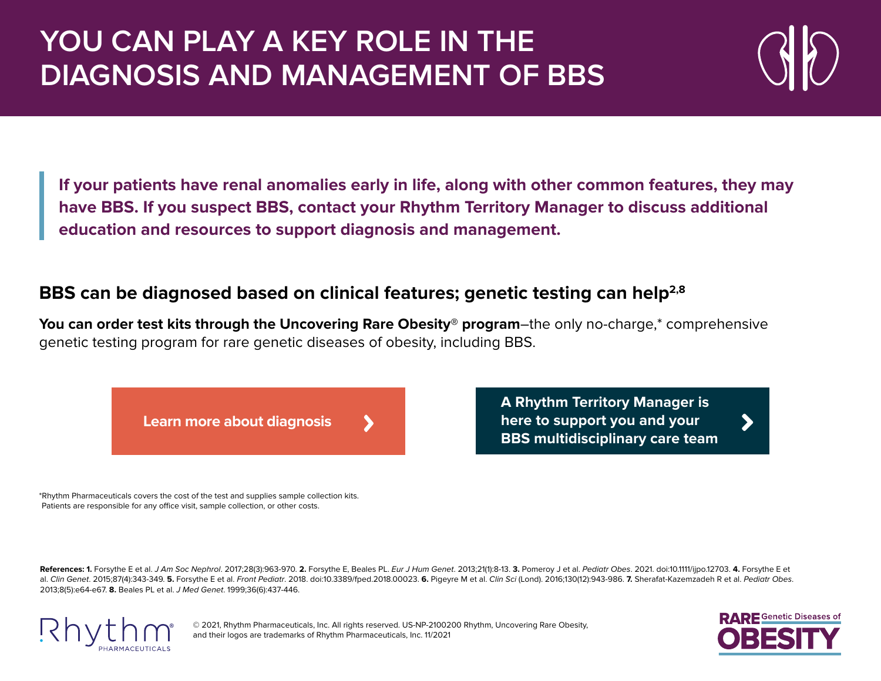# YOU CAN PLAY A KEY ROLE IN THE DIAGNOSIS AND MANAGEMENT OF BBS

**If your patients have renal anomalies early in life, along with other common features, they may have BBS. If you suspect BBS, contact your Rhythm Territory Manager to discuss additional education and resources to support diagnosis and management.**

## BBS can be diagnosed based on clinical features; genetic testing can help[2,8]

**You can order test kits through the Uncovering Rare Obesity® program**–the only no-charge,* comprehensive genetic testing program for rare genetic diseases of obesity, including BBS.

**Learn more about diagnosis**

**A Rhythm Territory Manager is here to support you and your BBS multidisciplinary care team**

*Rhythm Pharmaceuticals covers the cost of the test and supplies sample collection kits. Patients are responsible for any office visit, sample collection, or other costs.

**References: 1.** Forsythe E et al. *J Am Soc Nephrol*. 2017;28(3):963-970. **2.** Forsythe E, Beales PL. *Eur J Hum Genet*. 2013;21(1):8-13. **3.** Pomeroy J et al. *Pediatr Obes*. 2021. doi:10.1111/ijpo.12703. **4.** Forsythe E et al. *Clin Genet*. 2015;87(4):343-349. **5.** Forsythe E et al. *Front Pediatr*. 2018. doi:10.3389/fped.2018.00023. **6.** Pigeyre M et al. *Clin Sci* (Lond). 2016;130(12):943-986. **7.** Sherafat-Kazemzadeh R et al. *Pediatr Obes*. 2013;8(5):e64-e67. **8.** Beales PL et al. *J Med Genet*. 1999;36(6):437-446.

Rhythm PHARMACEUTICALS

© 2021, Rhythm Pharmaceuticals, Inc. All rights reserved. US-NP-2100200 Rhythm, Uncovering Rare Obesity, and their logos are trademarks of Rhythm Pharmaceuticals, Inc. 11/2021

RARE Genetic Diseases of OBESITY